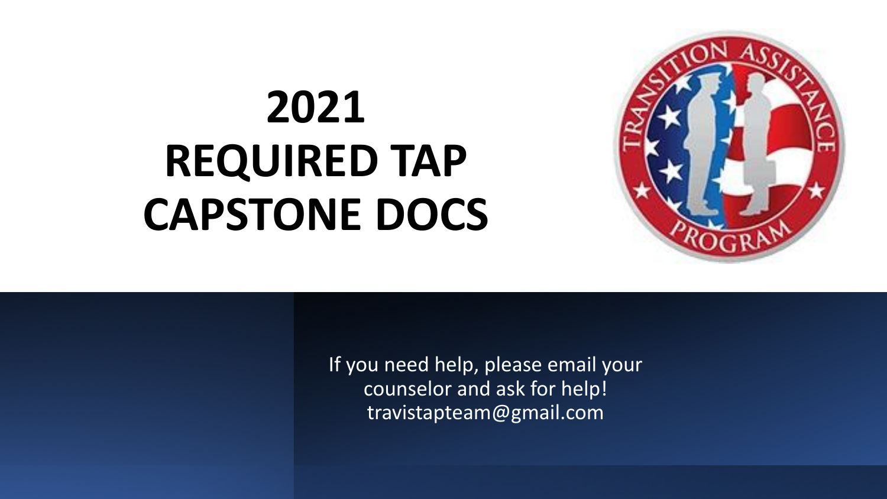# 2021 REQUIRED TAP CAPSTONE DOCS

If you need help, please email your counselor and ask for help!
travistapteam@gmail.com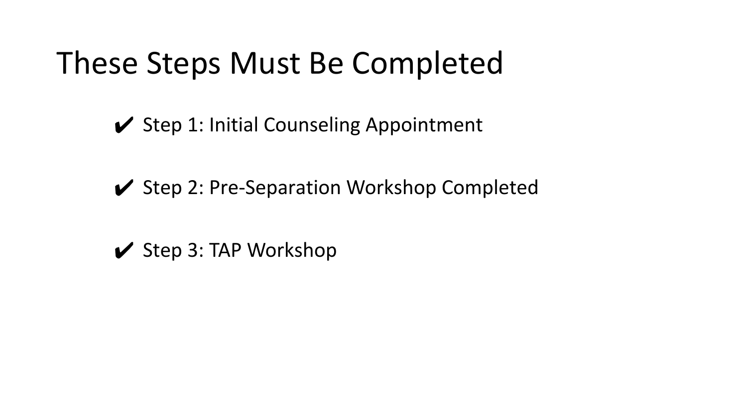# These Steps Must Be Completed

- ✔ Step 1: Initial Counseling Appointment
- ✔ Step 2: Pre-Separation Workshop Completed
- ✔ Step 3: TAP Workshop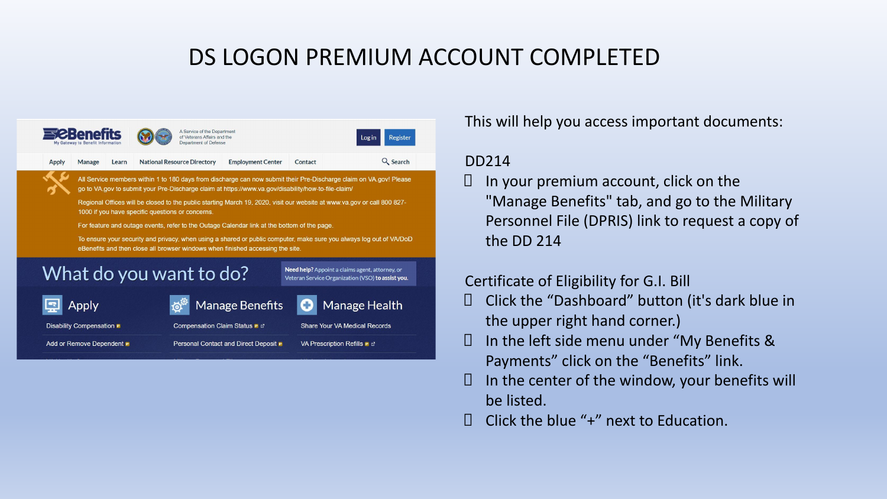# DS LOGON PREMIUM ACCOUNT COMPLETED

This will help you access important documents:

DD214

- In your premium account, click on the "Manage Benefits" tab, and go to the Military Personnel File (DPRIS) link to request a copy of the DD 214

Certificate of Eligibility for G.I. Bill

- Click the "Dashboard" button (it's dark blue in the upper right hand corner.)
- In the left side menu under "My Benefits & Payments" click on the "Benefits" link.
- In the center of the window, your benefits will be listed.
- Click the blue "+" next to Education.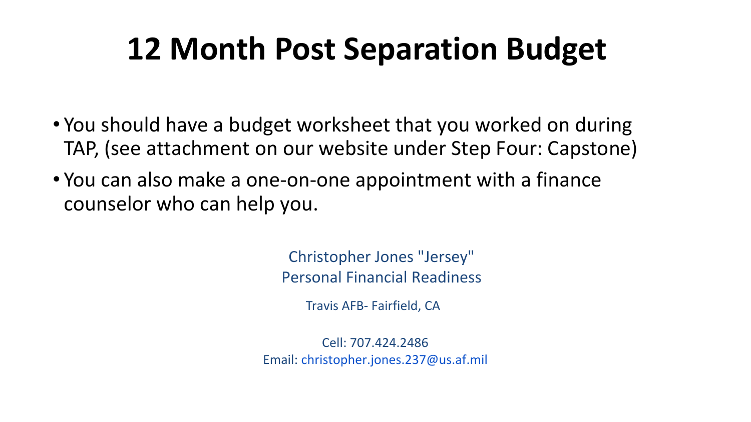# 12 Month Post Separation Budget

- You should have a budget worksheet that you worked on during TAP, (see attachment on our website under Step Four: Capstone)
- You can also make a one-on-one appointment with a finance counselor who can help you.

Christopher Jones "Jersey"
Personal Financial Readiness

Travis AFB- Fairfield, CA

Cell: 707.424.2486
Email: christopher.jones.237@us.af.mil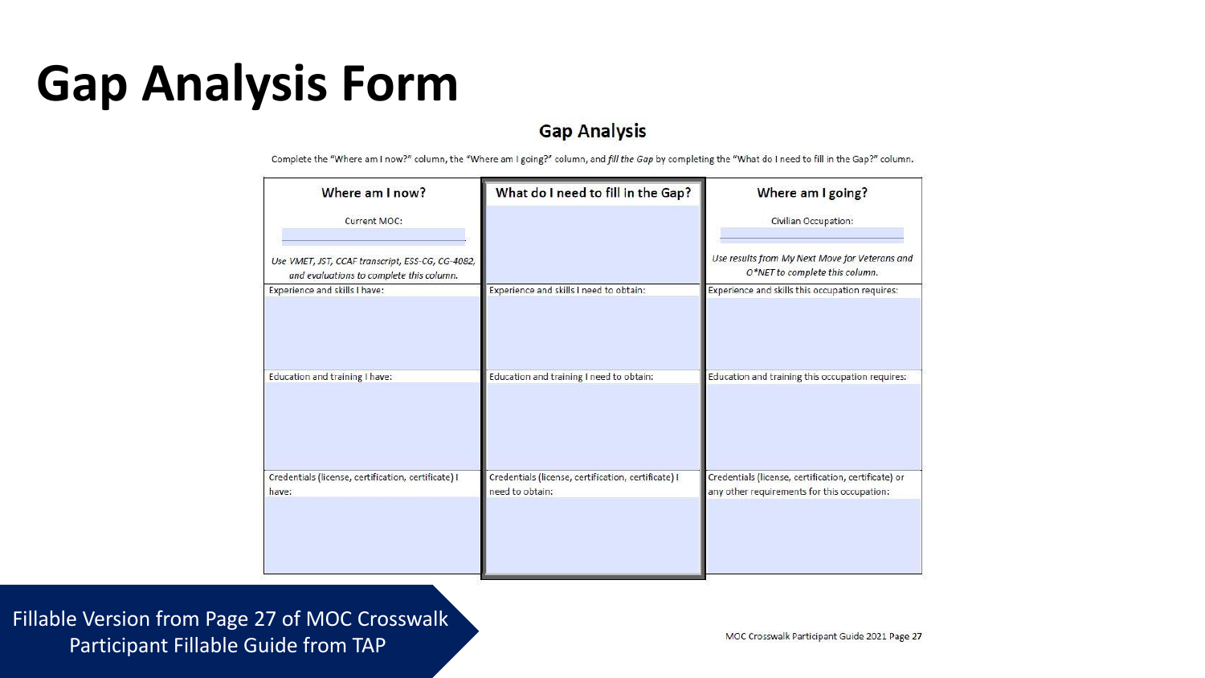# Gap Analysis Form

## Gap Analysis

Complete the "Where am I now?" column, the "Where am I going?" column, and *fill the Gap* by completing the "What do I need to fill in the Gap?" column.

| Where am I now? | What do I need to fill in the Gap? | Where am I going? |
|---|---|---|
| Current MOC: <br><br> *Use VMET, JST, CCAF transcript, ESS-CG, CG-4082, and evaluations to complete this column.* | | Civilian Occupation: <br><br> *Use results from My Next Move for Veterans and O\*NET to complete this column.* |
| Experience and skills I have: | Experience and skills I need to obtain: | Experience and skills this occupation requires: |
| Education and training I have: | Education and training I need to obtain: | Education and training this occupation requires: |
| Credentials (license, certification, certificate) I have: | Credentials (license, certification, certificate) I need to obtain: | Credentials (license, certification, certificate) or any other requirements for this occupation: |

MOC Crosswalk Participant Guide 2021 Page 27

Fillable Version from Page 27 of MOC Crosswalk Participant Fillable Guide from TAP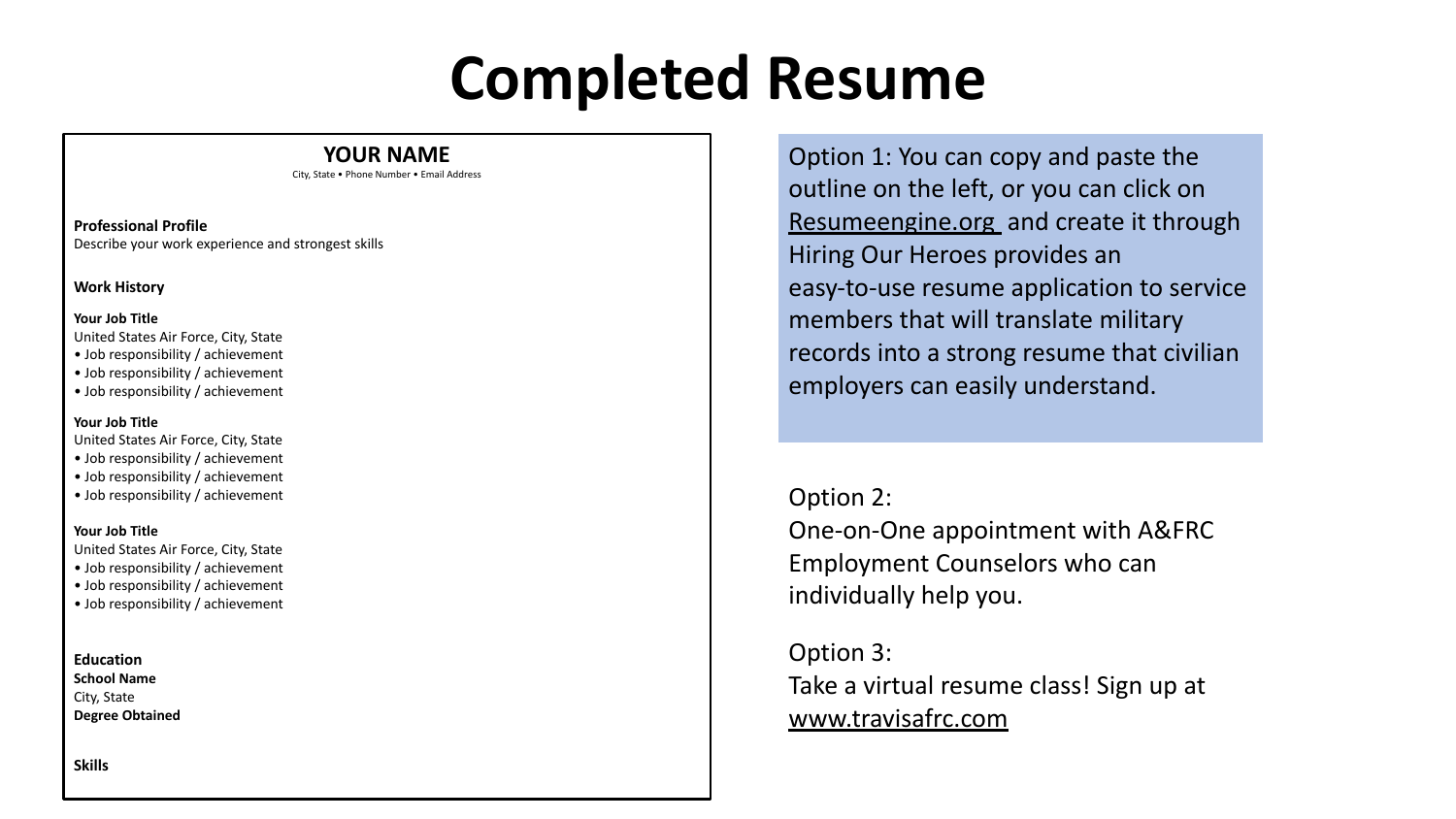# Completed Resume

**YOUR NAME**

City, State • Phone Number • Email Address

**Professional Profile**

Describe your work experience and strongest skills

**Work History**

**Your Job Title**

United States Air Force, City, State

- Job responsibility / achievement
- Job responsibility / achievement
- Job responsibility / achievement

**Your Job Title**

United States Air Force, City, State

- Job responsibility / achievement
- Job responsibility / achievement
- Job responsibility / achievement

**Your Job Title**

United States Air Force, City, State

- Job responsibility / achievement
- Job responsibility / achievement
- Job responsibility / achievement

**Education**

**School Name**

City, State

**Degree Obtained**

**Skills**

Option 1: You can copy and paste the outline on the left, or you can click on Resumeengine.org and create it through Hiring Our Heroes provides an easy-to-use resume application to service members that will translate military records into a strong resume that civilian employers can easily understand.

Option 2:
One-on-One appointment with A&FRC Employment Counselors who can individually help you.

Option 3:
Take a virtual resume class! Sign up at www.travisafrc.com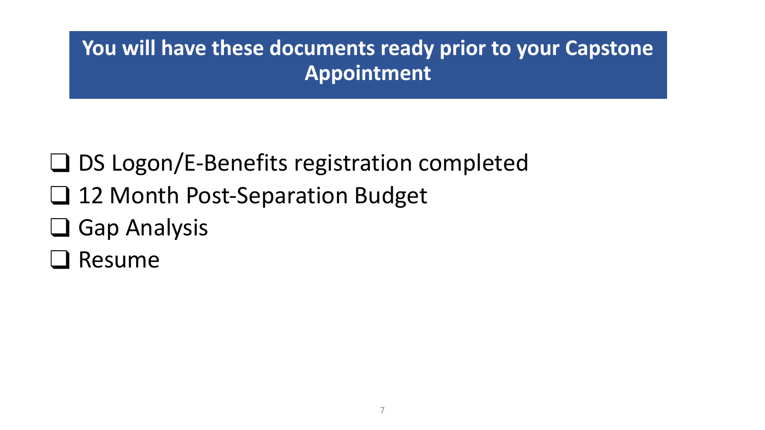# You will have these documents ready prior to your Capstone Appointment

- [ ] DS Logon/E-Benefits registration completed
- [ ] 12 Month Post-Separation Budget
- [ ] Gap Analysis
- [ ] Resume